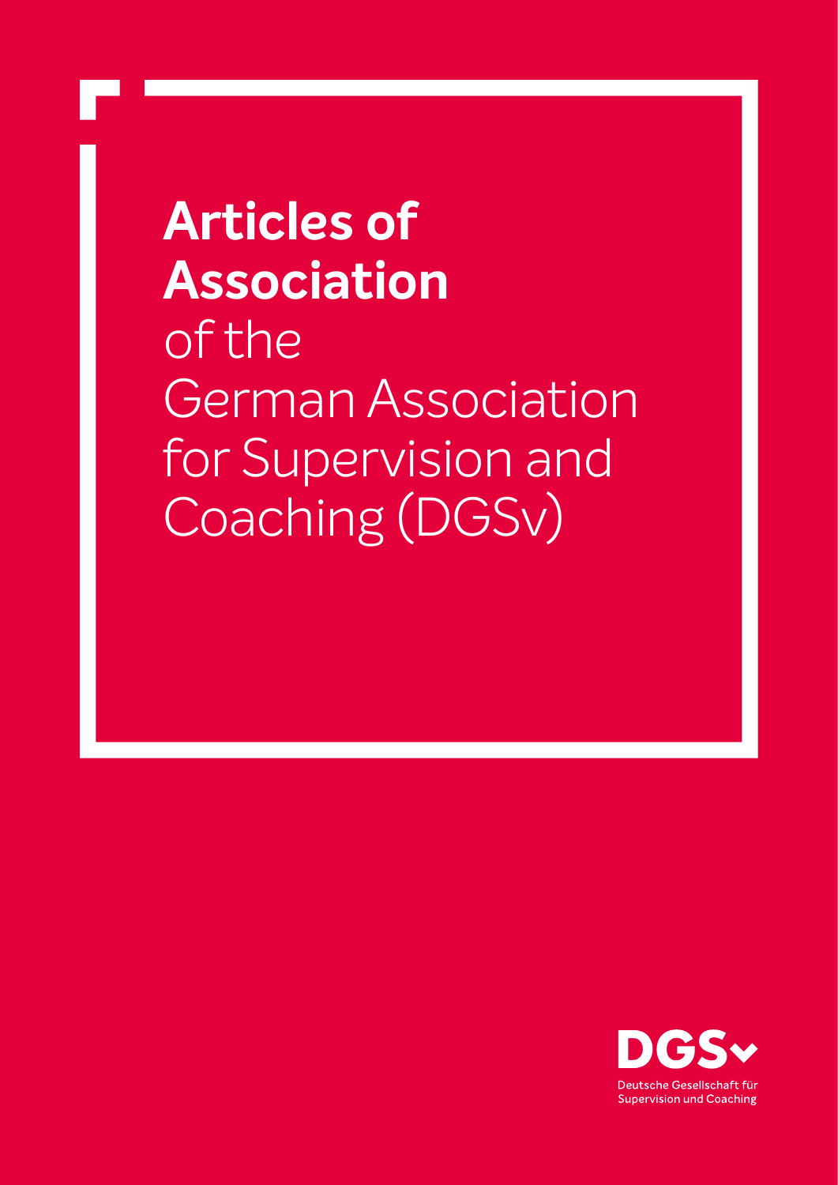# Articles of Association

of the German Association for Supervision and Coaching (DGSv)

DGSv

Deutsche Gesellschaft für Supervision und Coaching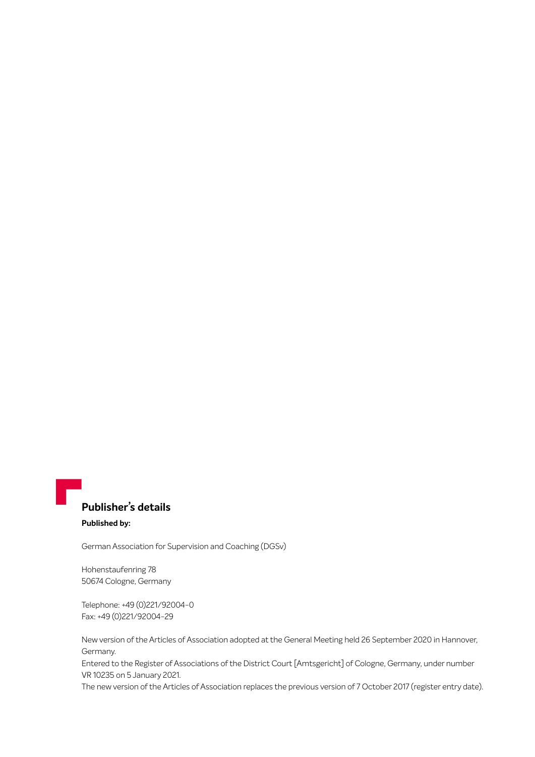## Publisher's details

**Published by:**

German Association for Supervision and Coaching (DGSv)

Hohenstaufenring 78
50674 Cologne, Germany

Telephone: +49 (0)221/92004-0
Fax: +49 (0)221/92004-29

New version of the Articles of Association adopted at the General Meeting held 26 September 2020 in Hannover, Germany.
Entered to the Register of Associations of the District Court [Amtsgericht] of Cologne, Germany, under number VR 10235 on 5 January 2021.
The new version of the Articles of Association replaces the previous version of 7 October 2017 (register entry date).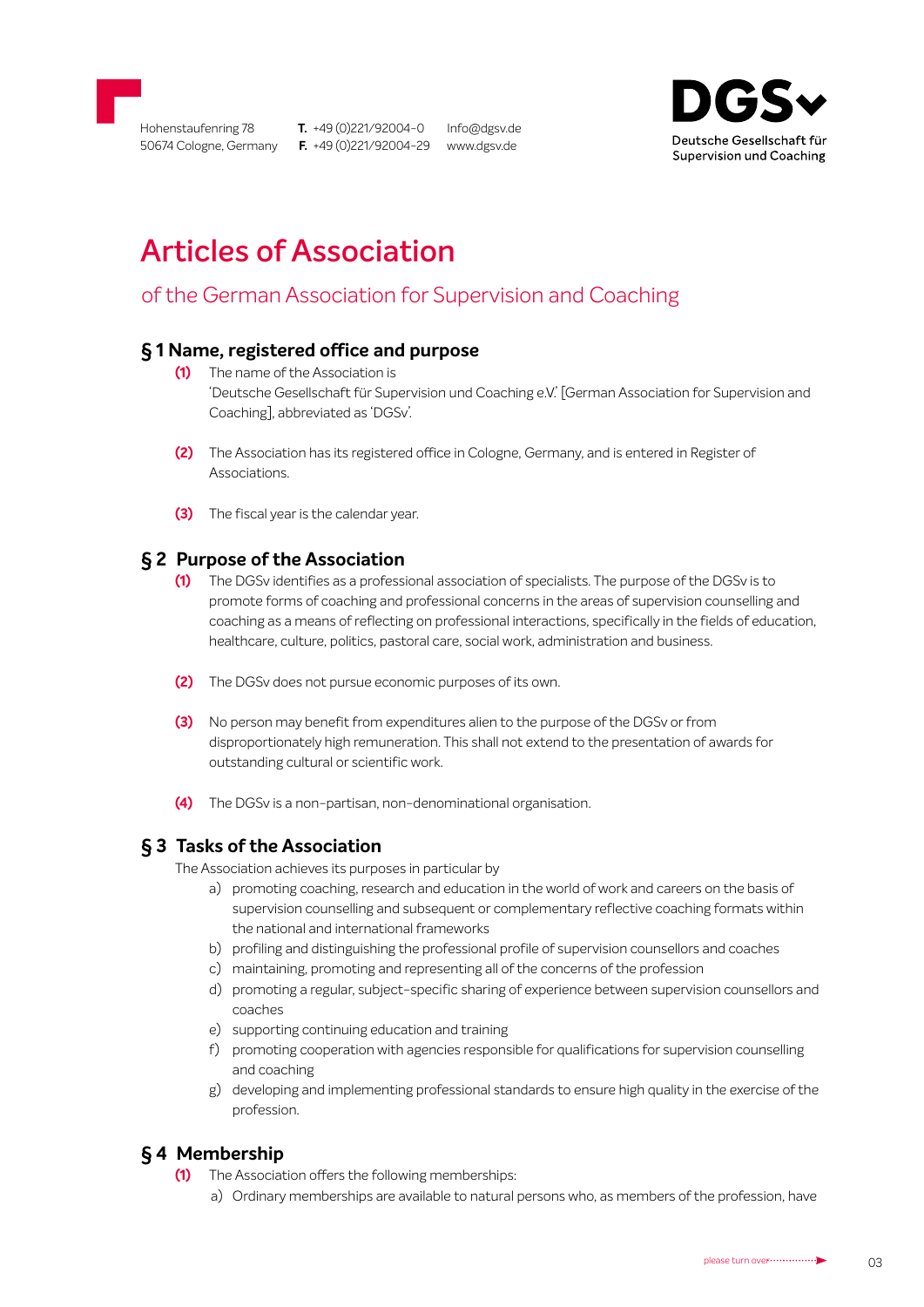# Articles of Association

## of the German Association for Supervision and Coaching

### § 1 Name, registered office and purpose

**(1)** The name of the Association is 'Deutsche Gesellschaft für Supervision und Coaching e.V.' [German Association for Supervision and Coaching], abbreviated as 'DGSv'.

**(2)** The Association has its registered office in Cologne, Germany, and is entered in Register of Associations.

**(3)** The fiscal year is the calendar year.

### § 2 Purpose of the Association

**(1)** The DGSv identifies as a professional association of specialists. The purpose of the DGSv is to promote forms of coaching and professional concerns in the areas of supervision counselling and coaching as a means of reflecting on professional interactions, specifically in the fields of education, healthcare, culture, politics, pastoral care, social work, administration and business.

**(2)** The DGSv does not pursue economic purposes of its own.

**(3)** No person may benefit from expenditures alien to the purpose of the DGSv or from disproportionately high remuneration. This shall not extend to the presentation of awards for outstanding cultural or scientific work.

**(4)** The DGSv is a non-partisan, non-denominational organisation.

### § 3 Tasks of the Association

The Association achieves its purposes in particular by

a) promoting coaching, research and education in the world of work and careers on the basis of supervision counselling and subsequent or complementary reflective coaching formats within the national and international frameworks
b) profiling and distinguishing the professional profile of supervision counsellors and coaches
c) maintaining, promoting and representing all of the concerns of the profession
d) promoting a regular, subject-specific sharing of experience between supervision counsellors and coaches
e) supporting continuing education and training
f) promoting cooperation with agencies responsible for qualifications for supervision counselling and coaching
g) developing and implementing professional standards to ensure high quality in the exercise of the profession.

### § 4 Membership

**(1)** The Association offers the following memberships:

a) Ordinary memberships are available to natural persons who, as members of the profession, have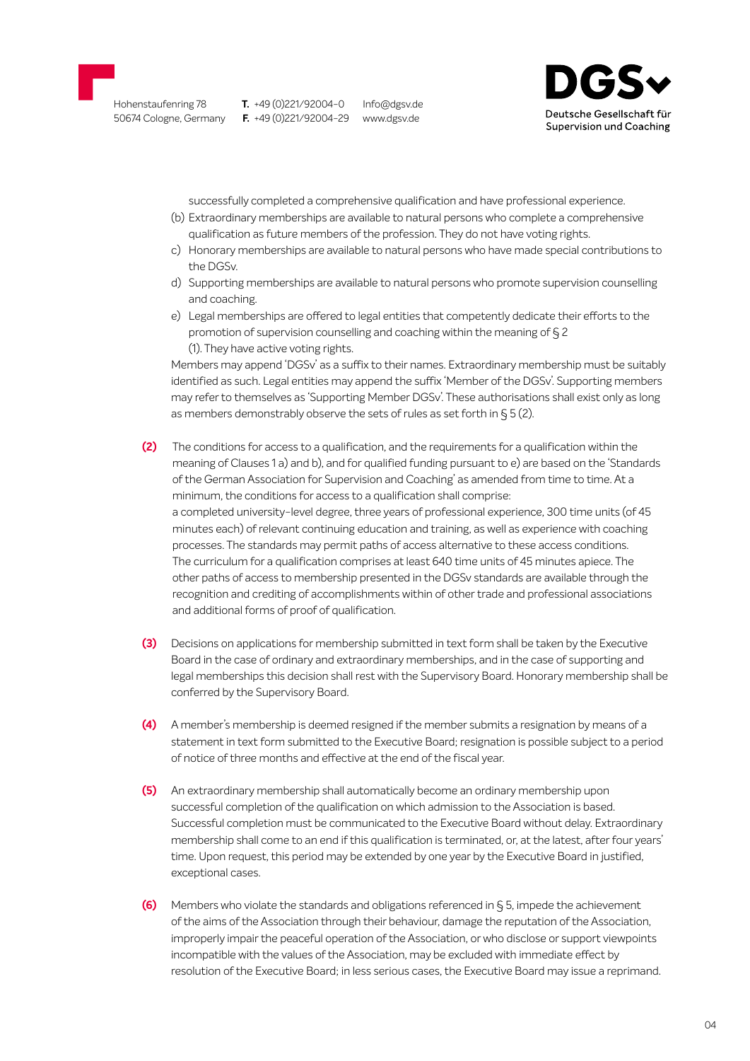successfully completed a comprehensive qualification and have professional experience.

(b) Extraordinary memberships are available to natural persons who complete a comprehensive qualification as future members of the profession. They do not have voting rights.

c) Honorary memberships are available to natural persons who have made special contributions to the DGSv.

d) Supporting memberships are available to natural persons who promote supervision counselling and coaching.

e) Legal memberships are offered to legal entities that competently dedicate their efforts to the promotion of supervision counselling and coaching within the meaning of § 2 (1). They have active voting rights.

Members may append 'DGSv' as a suffix to their names. Extraordinary membership must be suitably identified as such. Legal entities may append the suffix 'Member of the DGSv'. Supporting members may refer to themselves as 'Supporting Member DGSv'. These authorisations shall exist only as long as members demonstrably observe the sets of rules as set forth in § 5 (2).

**(2)** The conditions for access to a qualification, and the requirements for a qualification within the meaning of Clauses 1 a) and b), and for qualified funding pursuant to e) are based on the 'Standards of the German Association for Supervision and Coaching' as amended from time to time. At a minimum, the conditions for access to a qualification shall comprise:
a completed university-level degree, three years of professional experience, 300 time units (of 45 minutes each) of relevant continuing education and training, as well as experience with coaching processes. The standards may permit paths of access alternative to these access conditions. The curriculum for a qualification comprises at least 640 time units of 45 minutes apiece. The other paths of access to membership presented in the DGSv standards are available through the recognition and crediting of accomplishments within of other trade and professional associations and additional forms of proof of qualification.

**(3)** Decisions on applications for membership submitted in text form shall be taken by the Executive Board in the case of ordinary and extraordinary memberships, and in the case of supporting and legal memberships this decision shall rest with the Supervisory Board. Honorary membership shall be conferred by the Supervisory Board.

**(4)** A member's membership is deemed resigned if the member submits a resignation by means of a statement in text form submitted to the Executive Board; resignation is possible subject to a period of notice of three months and effective at the end of the fiscal year.

**(5)** An extraordinary membership shall automatically become an ordinary membership upon successful completion of the qualification on which admission to the Association is based. Successful completion must be communicated to the Executive Board without delay. Extraordinary membership shall come to an end if this qualification is terminated, or, at the latest, after four years' time. Upon request, this period may be extended by one year by the Executive Board in justified, exceptional cases.

**(6)** Members who violate the standards and obligations referenced in § 5, impede the achievement of the aims of the Association through their behaviour, damage the reputation of the Association, improperly impair the peaceful operation of the Association, or who disclose or support viewpoints incompatible with the values of the Association, may be excluded with immediate effect by resolution of the Executive Board; in less serious cases, the Executive Board may issue a reprimand.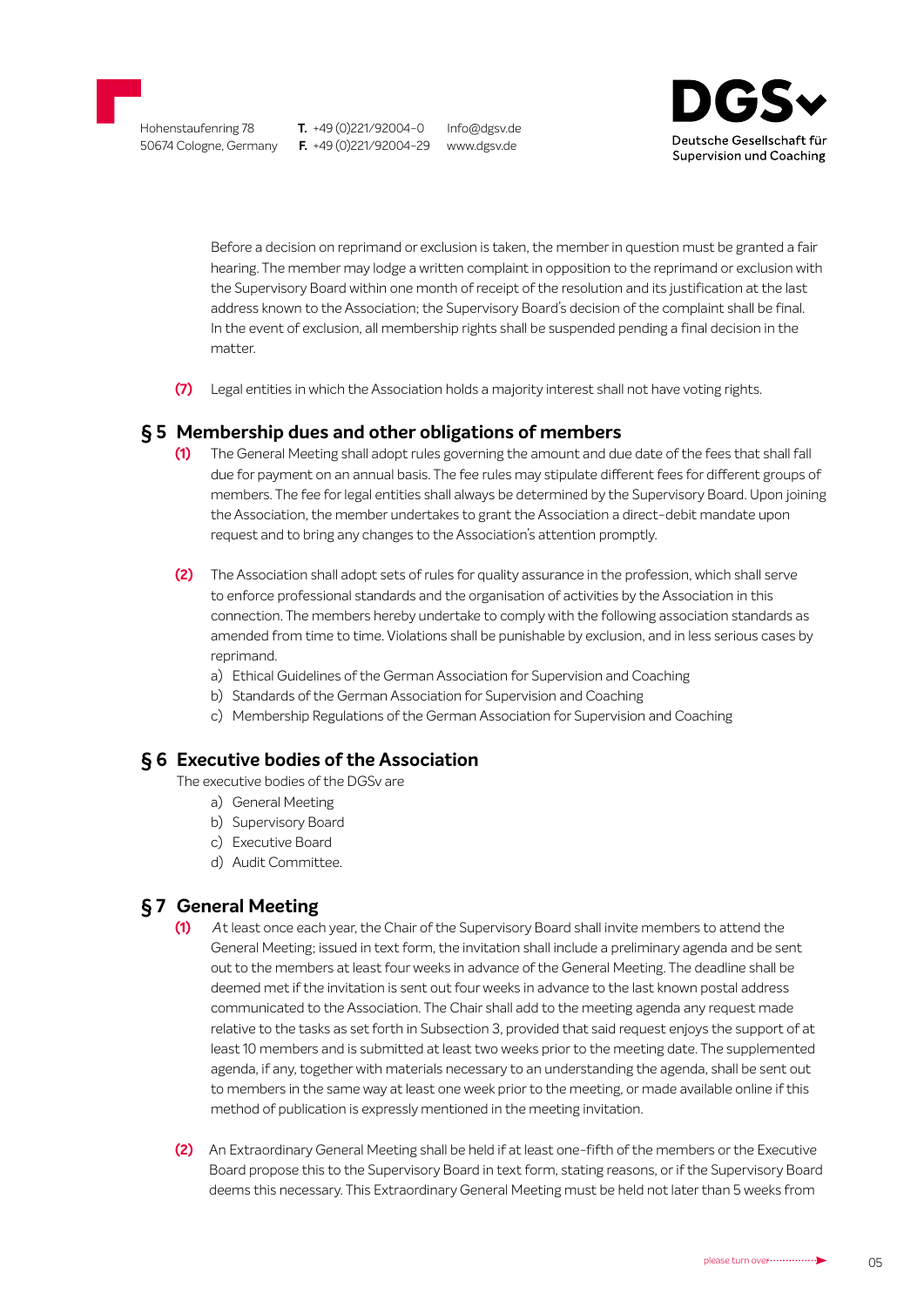Before a decision on reprimand or exclusion is taken, the member in question must be granted a fair hearing. The member may lodge a written complaint in opposition to the reprimand or exclusion with the Supervisory Board within one month of receipt of the resolution and its justification at the last address known to the Association; the Supervisory Board's decision of the complaint shall be final. In the event of exclusion, all membership rights shall be suspended pending a final decision in the matter.

**(7)** Legal entities in which the Association holds a majority interest shall not have voting rights.

## § 5 Membership dues and other obligations of members

**(1)** The General Meeting shall adopt rules governing the amount and due date of the fees that shall fall due for payment on an annual basis. The fee rules may stipulate different fees for different groups of members. The fee for legal entities shall always be determined by the Supervisory Board. Upon joining the Association, the member undertakes to grant the Association a direct-debit mandate upon request and to bring any changes to the Association's attention promptly.

**(2)** The Association shall adopt sets of rules for quality assurance in the profession, which shall serve to enforce professional standards and the organisation of activities by the Association in this connection. The members hereby undertake to comply with the following association standards as amended from time to time. Violations shall be punishable by exclusion, and in less serious cases by reprimand.

a) Ethical Guidelines of the German Association for Supervision and Coaching
b) Standards of the German Association for Supervision and Coaching
c) Membership Regulations of the German Association for Supervision and Coaching

## § 6 Executive bodies of the Association

The executive bodies of the DGSv are

a) General Meeting
b) Supervisory Board
c) Executive Board
d) Audit Committee.

## § 7 General Meeting

**(1)** At least once each year, the Chair of the Supervisory Board shall invite members to attend the General Meeting; issued in text form, the invitation shall include a preliminary agenda and be sent out to the members at least four weeks in advance of the General Meeting. The deadline shall be deemed met if the invitation is sent out four weeks in advance to the last known postal address communicated to the Association. The Chair shall add to the meeting agenda any request made relative to the tasks as set forth in Subsection 3, provided that said request enjoys the support of at least 10 members and is submitted at least two weeks prior to the meeting date. The supplemented agenda, if any, together with materials necessary to an understanding the agenda, shall be sent out to members in the same way at least one week prior to the meeting, or made available online if this method of publication is expressly mentioned in the meeting invitation.

**(2)** An Extraordinary General Meeting shall be held if at least one-fifth of the members or the Executive Board propose this to the Supervisory Board in text form, stating reasons, or if the Supervisory Board deems this necessary. This Extraordinary General Meeting must be held not later than 5 weeks from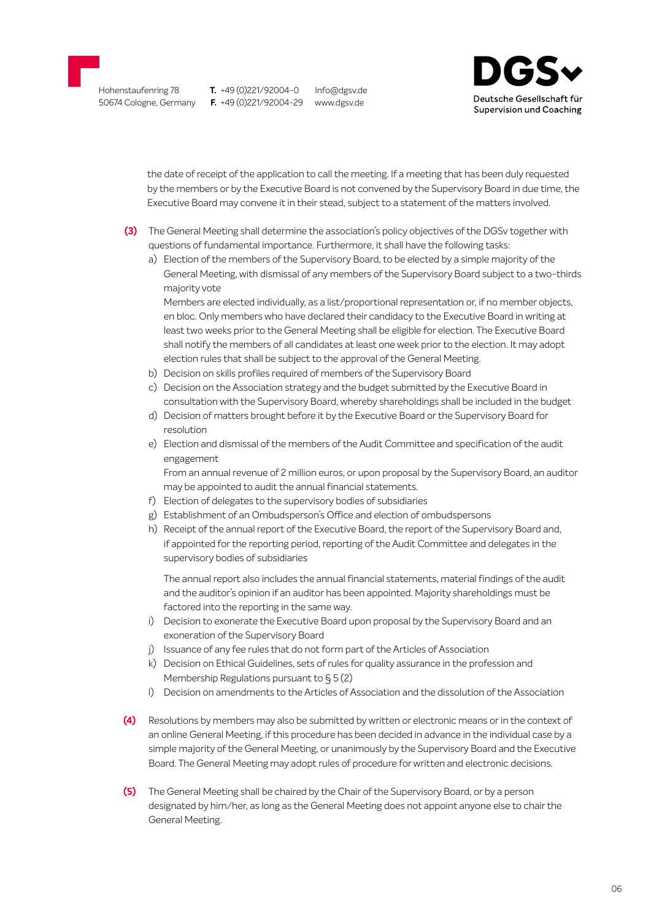the date of receipt of the application to call the meeting. If a meeting that has been duly requested by the members or by the Executive Board is not convened by the Supervisory Board in due time, the Executive Board may convene it in their stead, subject to a statement of the matters involved.

**(3)** The General Meeting shall determine the association's policy objectives of the DGSv together with questions of fundamental importance. Furthermore, it shall have the following tasks:

a) Election of the members of the Supervisory Board, to be elected by a simple majority of the General Meeting, with dismissal of any members of the Supervisory Board subject to a two-thirds majority vote
Members are elected individually, as a list/proportional representation or, if no member objects, en bloc. Only members who have declared their candidacy to the Executive Board in writing at least two weeks prior to the General Meeting shall be eligible for election. The Executive Board shall notify the members of all candidates at least one week prior to the election. It may adopt election rules that shall be subject to the approval of the General Meeting.

b) Decision on skills profiles required of members of the Supervisory Board

c) Decision on the Association strategy and the budget submitted by the Executive Board in consultation with the Supervisory Board, whereby shareholdings shall be included in the budget

d) Decision of matters brought before it by the Executive Board or the Supervisory Board for resolution

e) Election and dismissal of the members of the Audit Committee and specification of the audit engagement
From an annual revenue of 2 million euros, or upon proposal by the Supervisory Board, an auditor may be appointed to audit the annual financial statements.

f) Election of delegates to the supervisory bodies of subsidiaries

g) Establishment of an Ombudsperson's Office and election of ombudspersons

h) Receipt of the annual report of the Executive Board, the report of the Supervisory Board and, if appointed for the reporting period, reporting of the Audit Committee and delegates in the supervisory bodies of subsidiaries

   The annual report also includes the annual financial statements, material findings of the audit and the auditor's opinion if an auditor has been appointed. Majority shareholdings must be factored into the reporting in the same way.

i) Decision to exonerate the Executive Board upon proposal by the Supervisory Board and an exoneration of the Supervisory Board

j) Issuance of any fee rules that do not form part of the Articles of Association

k) Decision on Ethical Guidelines, sets of rules for quality assurance in the profession and Membership Regulations pursuant to § 5 (2)

l) Decision on amendments to the Articles of Association and the dissolution of the Association

**(4)** Resolutions by members may also be submitted by written or electronic means or in the context of an online General Meeting, if this procedure has been decided in advance in the individual case by a simple majority of the General Meeting, or unanimously by the Supervisory Board and the Executive Board. The General Meeting may adopt rules of procedure for written and electronic decisions.

**(5)** The General Meeting shall be chaired by the Chair of the Supervisory Board, or by a person designated by him/her, as long as the General Meeting does not appoint anyone else to chair the General Meeting.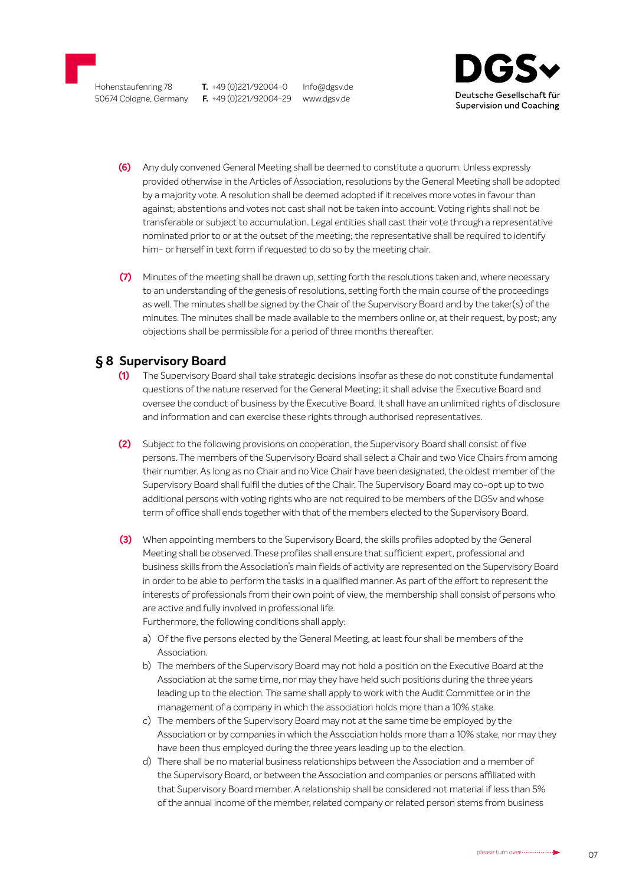**(6)** Any duly convened General Meeting shall be deemed to constitute a quorum. Unless expressly provided otherwise in the Articles of Association, resolutions by the General Meeting shall be adopted by a majority vote. A resolution shall be deemed adopted if it receives more votes in favour than against; abstentions and votes not cast shall not be taken into account. Voting rights shall not be transferable or subject to accumulation. Legal entities shall cast their vote through a representative nominated prior to or at the outset of the meeting; the representative shall be required to identify him- or herself in text form if requested to do so by the meeting chair.

**(7)** Minutes of the meeting shall be drawn up, setting forth the resolutions taken and, where necessary to an understanding of the genesis of resolutions, setting forth the main course of the proceedings as well. The minutes shall be signed by the Chair of the Supervisory Board and by the taker(s) of the minutes. The minutes shall be made available to the members online or, at their request, by post; any objections shall be permissible for a period of three months thereafter.

## § 8 Supervisory Board

**(1)** The Supervisory Board shall take strategic decisions insofar as these do not constitute fundamental questions of the nature reserved for the General Meeting; it shall advise the Executive Board and oversee the conduct of business by the Executive Board. It shall have an unlimited rights of disclosure and information and can exercise these rights through authorised representatives.

**(2)** Subject to the following provisions on cooperation, the Supervisory Board shall consist of five persons. The members of the Supervisory Board shall select a Chair and two Vice Chairs from among their number. As long as no Chair and no Vice Chair have been designated, the oldest member of the Supervisory Board shall fulfil the duties of the Chair. The Supervisory Board may co-opt up to two additional persons with voting rights who are not required to be members of the DGSv and whose term of office shall ends together with that of the members elected to the Supervisory Board.

**(3)** When appointing members to the Supervisory Board, the skills profiles adopted by the General Meeting shall be observed. These profiles shall ensure that sufficient expert, professional and business skills from the Association's main fields of activity are represented on the Supervisory Board in order to be able to perform the tasks in a qualified manner. As part of the effort to represent the interests of professionals from their own point of view, the membership shall consist of persons who are active and fully involved in professional life.
Furthermore, the following conditions shall apply:

a) Of the five persons elected by the General Meeting, at least four shall be members of the Association.

b) The members of the Supervisory Board may not hold a position on the Executive Board at the Association at the same time, nor may they have held such positions during the three years leading up to the election. The same shall apply to work with the Audit Committee or in the management of a company in which the association holds more than a 10% stake.

c) The members of the Supervisory Board may not at the same time be employed by the Association or by companies in which the Association holds more than a 10% stake, nor may they have been thus employed during the three years leading up to the election.

d) There shall be no material business relationships between the Association and a member of the Supervisory Board, or between the Association and companies or persons affiliated with that Supervisory Board member. A relationship shall be considered not material if less than 5% of the annual income of the member, related company or related person stems from business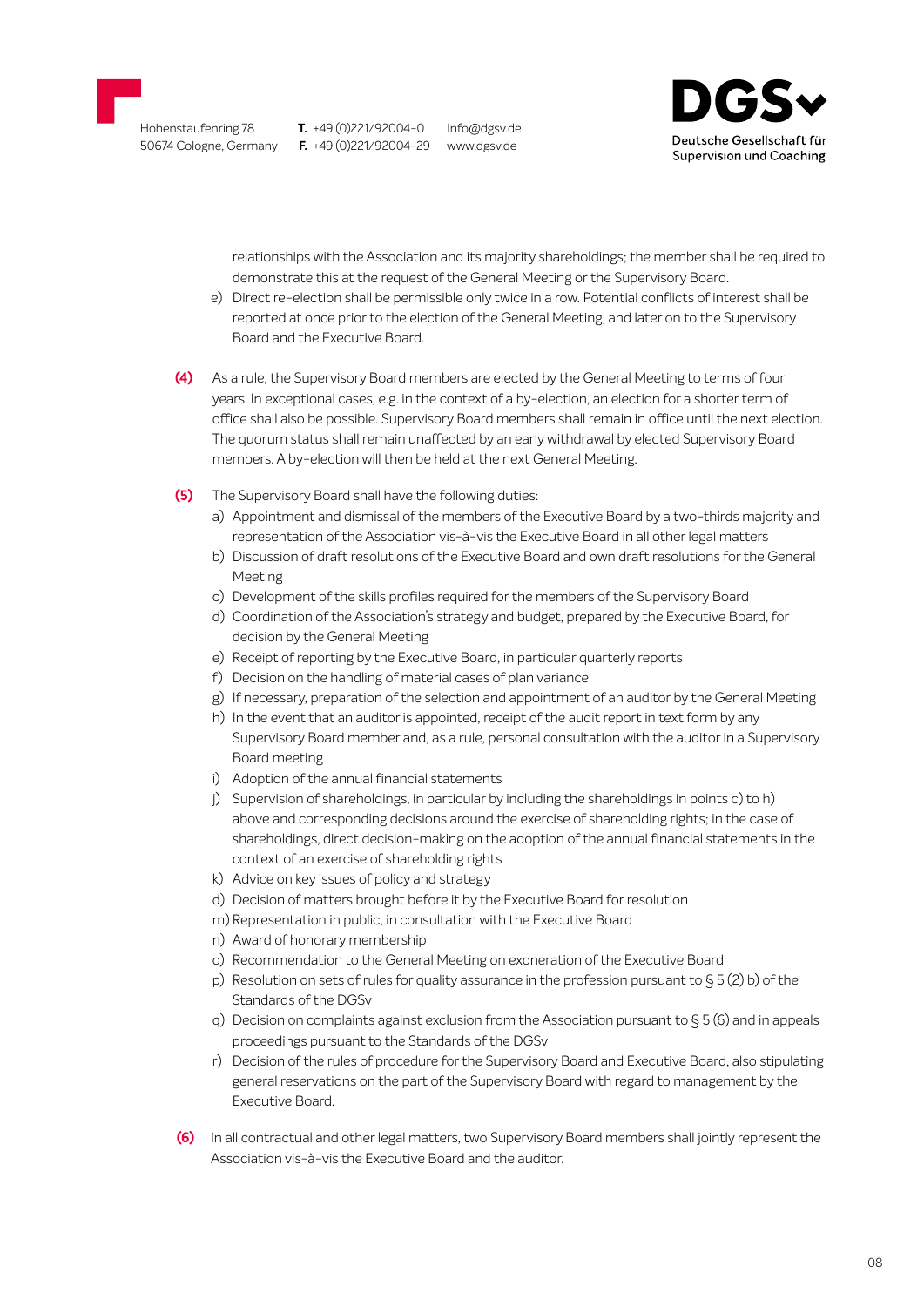relationships with the Association and its majority shareholdings; the member shall be required to demonstrate this at the request of the General Meeting or the Supervisory Board.

e) Direct re-election shall be permissible only twice in a row. Potential conflicts of interest shall be reported at once prior to the election of the General Meeting, and later on to the Supervisory Board and the Executive Board.

**(4)** As a rule, the Supervisory Board members are elected by the General Meeting to terms of four years. In exceptional cases, e.g. in the context of a by-election, an election for a shorter term of office shall also be possible. Supervisory Board members shall remain in office until the next election. The quorum status shall remain unaffected by an early withdrawal by elected Supervisory Board members. A by-election will then be held at the next General Meeting.

**(5)** The Supervisory Board shall have the following duties:

a) Appointment and dismissal of the members of the Executive Board by a two-thirds majority and representation of the Association vis-à-vis the Executive Board in all other legal matters
b) Discussion of draft resolutions of the Executive Board and own draft resolutions for the General Meeting
c) Development of the skills profiles required for the members of the Supervisory Board
d) Coordination of the Association's strategy and budget, prepared by the Executive Board, for decision by the General Meeting
e) Receipt of reporting by the Executive Board, in particular quarterly reports
f) Decision on the handling of material cases of plan variance
g) If necessary, preparation of the selection and appointment of an auditor by the General Meeting
h) In the event that an auditor is appointed, receipt of the audit report in text form by any Supervisory Board member and, as a rule, personal consultation with the auditor in a Supervisory Board meeting
i) Adoption of the annual financial statements
j) Supervision of shareholdings, in particular by including the shareholdings in points c) to h) above and corresponding decisions around the exercise of shareholding rights; in the case of shareholdings, direct decision-making on the adoption of the annual financial statements in the context of an exercise of shareholding rights
k) Advice on key issues of policy and strategy
d) Decision of matters brought before it by the Executive Board for resolution
m) Representation in public, in consultation with the Executive Board
n) Award of honorary membership
o) Recommendation to the General Meeting on exoneration of the Executive Board
p) Resolution on sets of rules for quality assurance in the profession pursuant to § 5 (2) b) of the Standards of the DGSv
q) Decision on complaints against exclusion from the Association pursuant to § 5 (6) and in appeals proceedings pursuant to the Standards of the DGSv
r) Decision of the rules of procedure for the Supervisory Board and Executive Board, also stipulating general reservations on the part of the Supervisory Board with regard to management by the Executive Board.

**(6)** In all contractual and other legal matters, two Supervisory Board members shall jointly represent the Association vis-à-vis the Executive Board and the auditor.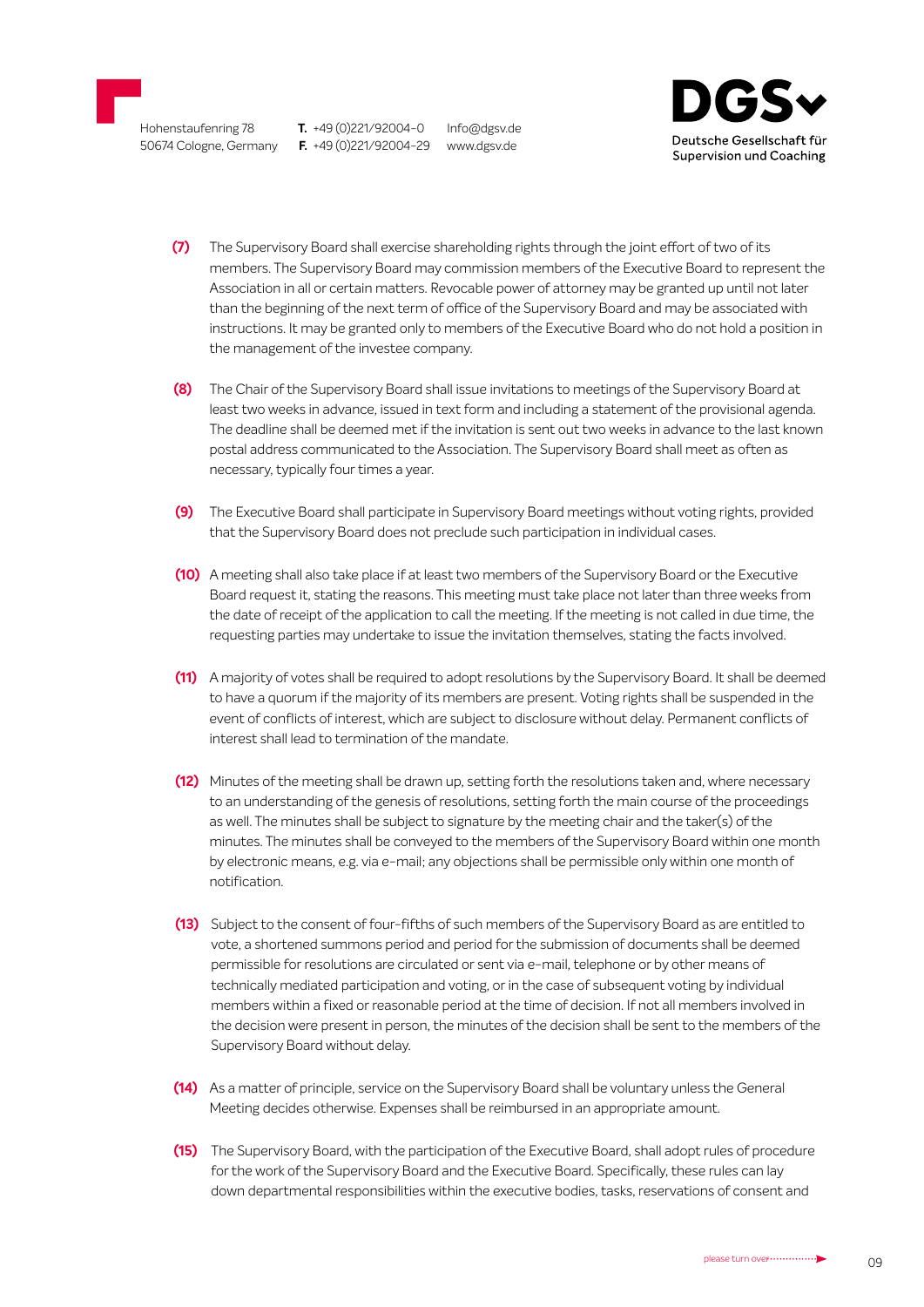**(7)** The Supervisory Board shall exercise shareholding rights through the joint effort of two of its members. The Supervisory Board may commission members of the Executive Board to represent the Association in all or certain matters. Revocable power of attorney may be granted up until not later than the beginning of the next term of office of the Supervisory Board and may be associated with instructions. It may be granted only to members of the Executive Board who do not hold a position in the management of the investee company.

**(8)** The Chair of the Supervisory Board shall issue invitations to meetings of the Supervisory Board at least two weeks in advance, issued in text form and including a statement of the provisional agenda. The deadline shall be deemed met if the invitation is sent out two weeks in advance to the last known postal address communicated to the Association. The Supervisory Board shall meet as often as necessary, typically four times a year.

**(9)** The Executive Board shall participate in Supervisory Board meetings without voting rights, provided that the Supervisory Board does not preclude such participation in individual cases.

**(10)** A meeting shall also take place if at least two members of the Supervisory Board or the Executive Board request it, stating the reasons. This meeting must take place not later than three weeks from the date of receipt of the application to call the meeting. If the meeting is not called in due time, the requesting parties may undertake to issue the invitation themselves, stating the facts involved.

**(11)** A majority of votes shall be required to adopt resolutions by the Supervisory Board. It shall be deemed to have a quorum if the majority of its members are present. Voting rights shall be suspended in the event of conflicts of interest, which are subject to disclosure without delay. Permanent conflicts of interest shall lead to termination of the mandate.

**(12)** Minutes of the meeting shall be drawn up, setting forth the resolutions taken and, where necessary to an understanding of the genesis of resolutions, setting forth the main course of the proceedings as well. The minutes shall be subject to signature by the meeting chair and the taker(s) of the minutes. The minutes shall be conveyed to the members of the Supervisory Board within one month by electronic means, e.g. via e-mail; any objections shall be permissible only within one month of notification.

**(13)** Subject to the consent of four-fifths of such members of the Supervisory Board as are entitled to vote, a shortened summons period and period for the submission of documents shall be deemed permissible for resolutions are circulated or sent via e-mail, telephone or by other means of technically mediated participation and voting, or in the case of subsequent voting by individual members within a fixed or reasonable period at the time of decision. If not all members involved in the decision were present in person, the minutes of the decision shall be sent to the members of the Supervisory Board without delay.

**(14)** As a matter of principle, service on the Supervisory Board shall be voluntary unless the General Meeting decides otherwise. Expenses shall be reimbursed in an appropriate amount.

**(15)** The Supervisory Board, with the participation of the Executive Board, shall adopt rules of procedure for the work of the Supervisory Board and the Executive Board. Specifically, these rules can lay down departmental responsibilities within the executive bodies, tasks, reservations of consent and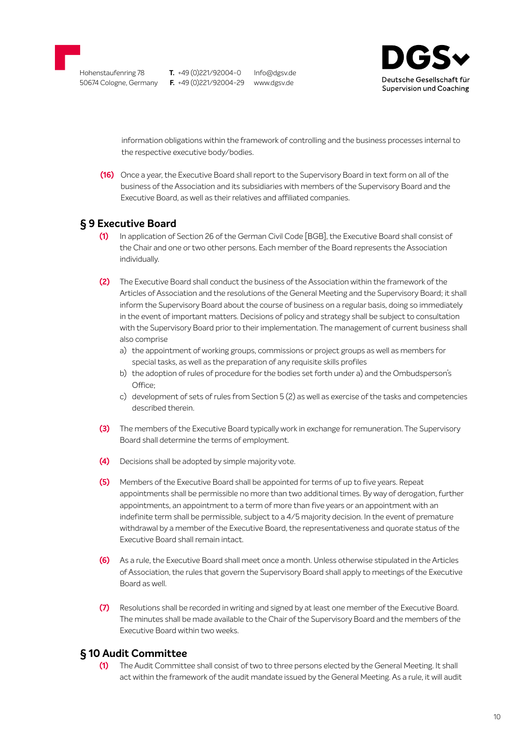information obligations within the framework of controlling and the business processes internal to the respective executive body/bodies.

**(16)** Once a year, the Executive Board shall report to the Supervisory Board in text form on all of the business of the Association and its subsidiaries with members of the Supervisory Board and the Executive Board, as well as their relatives and affiliated companies.

## § 9 Executive Board

**(1)** In application of Section 26 of the German Civil Code [BGB], the Executive Board shall consist of the Chair and one or two other persons. Each member of the Board represents the Association individually.

**(2)** The Executive Board shall conduct the business of the Association within the framework of the Articles of Association and the resolutions of the General Meeting and the Supervisory Board; it shall inform the Supervisory Board about the course of business on a regular basis, doing so immediately in the event of important matters. Decisions of policy and strategy shall be subject to consultation with the Supervisory Board prior to their implementation. The management of current business shall also comprise

a) the appointment of working groups, commissions or project groups as well as members for special tasks, as well as the preparation of any requisite skills profiles

b) the adoption of rules of procedure for the bodies set forth under a) and the Ombudsperson's Office;

c) development of sets of rules from Section 5 (2) as well as exercise of the tasks and competencies described therein.

**(3)** The members of the Executive Board typically work in exchange for remuneration. The Supervisory Board shall determine the terms of employment.

**(4)** Decisions shall be adopted by simple majority vote.

**(5)** Members of the Executive Board shall be appointed for terms of up to five years. Repeat appointments shall be permissible no more than two additional times. By way of derogation, further appointments, an appointment to a term of more than five years or an appointment with an indefinite term shall be permissible, subject to a 4/5 majority decision. In the event of premature withdrawal by a member of the Executive Board, the representativeness and quorate status of the Executive Board shall remain intact.

**(6)** As a rule, the Executive Board shall meet once a month. Unless otherwise stipulated in the Articles of Association, the rules that govern the Supervisory Board shall apply to meetings of the Executive Board as well.

**(7)** Resolutions shall be recorded in writing and signed by at least one member of the Executive Board. The minutes shall be made available to the Chair of the Supervisory Board and the members of the Executive Board within two weeks.

## § 10 Audit Committee

**(1)** The Audit Committee shall consist of two to three persons elected by the General Meeting. It shall act within the framework of the audit mandate issued by the General Meeting. As a rule, it will audit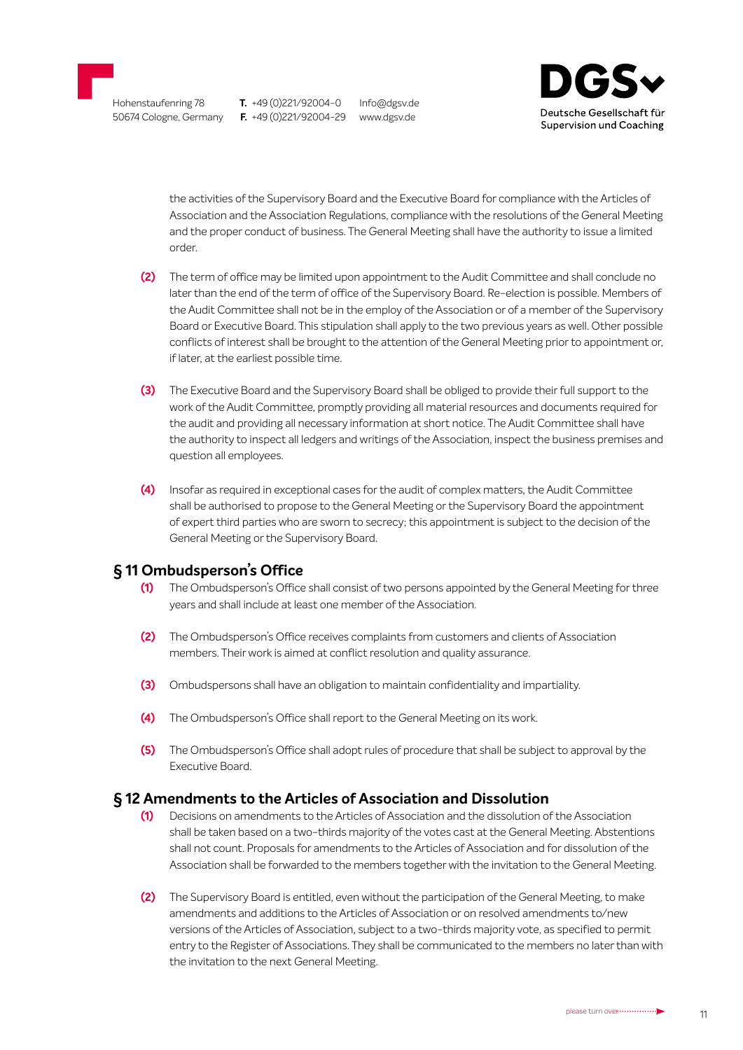the activities of the Supervisory Board and the Executive Board for compliance with the Articles of Association and the Association Regulations, compliance with the resolutions of the General Meeting and the proper conduct of business. The General Meeting shall have the authority to issue a limited order.

**(2)** The term of office may be limited upon appointment to the Audit Committee and shall conclude no later than the end of the term of office of the Supervisory Board. Re-election is possible. Members of the Audit Committee shall not be in the employ of the Association or of a member of the Supervisory Board or Executive Board. This stipulation shall apply to the two previous years as well. Other possible conflicts of interest shall be brought to the attention of the General Meeting prior to appointment or, if later, at the earliest possible time.

**(3)** The Executive Board and the Supervisory Board shall be obliged to provide their full support to the work of the Audit Committee, promptly providing all material resources and documents required for the audit and providing all necessary information at short notice. The Audit Committee shall have the authority to inspect all ledgers and writings of the Association, inspect the business premises and question all employees.

**(4)** Insofar as required in exceptional cases for the audit of complex matters, the Audit Committee shall be authorised to propose to the General Meeting or the Supervisory Board the appointment of expert third parties who are sworn to secrecy; this appointment is subject to the decision of the General Meeting or the Supervisory Board.

## § 11 Ombudsperson's Office

**(1)** The Ombudsperson's Office shall consist of two persons appointed by the General Meeting for three years and shall include at least one member of the Association.

**(2)** The Ombudsperson's Office receives complaints from customers and clients of Association members. Their work is aimed at conflict resolution and quality assurance.

**(3)** Ombudspersons shall have an obligation to maintain confidentiality and impartiality.

**(4)** The Ombudsperson's Office shall report to the General Meeting on its work.

**(5)** The Ombudsperson's Office shall adopt rules of procedure that shall be subject to approval by the Executive Board.

## § 12 Amendments to the Articles of Association and Dissolution

**(1)** Decisions on amendments to the Articles of Association and the dissolution of the Association shall be taken based on a two-thirds majority of the votes cast at the General Meeting. Abstentions shall not count. Proposals for amendments to the Articles of Association and for dissolution of the Association shall be forwarded to the members together with the invitation to the General Meeting.

**(2)** The Supervisory Board is entitled, even without the participation of the General Meeting, to make amendments and additions to the Articles of Association or on resolved amendments to/new versions of the Articles of Association, subject to a two-thirds majority vote, as specified to permit entry to the Register of Associations. They shall be communicated to the members no later than with the invitation to the next General Meeting.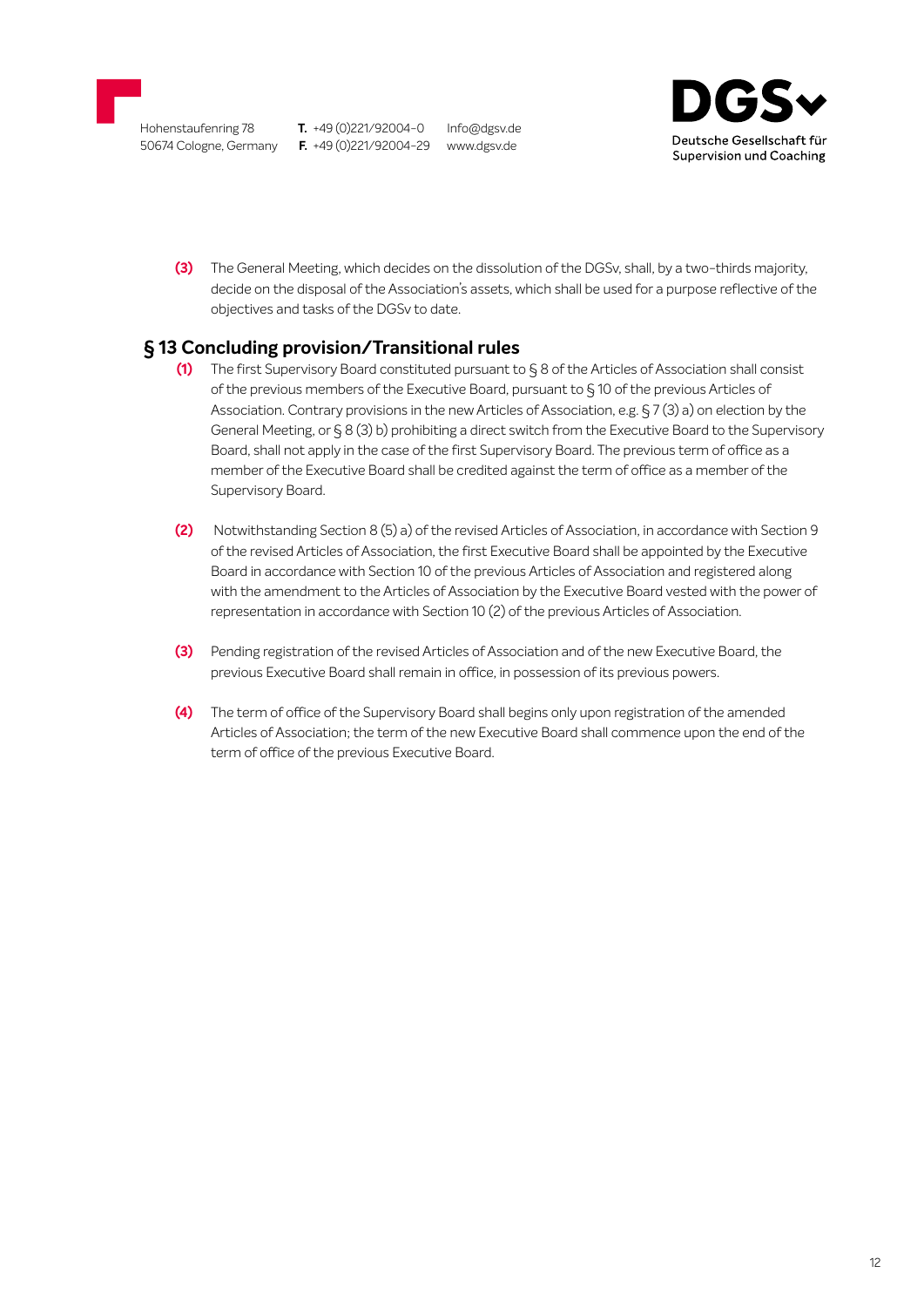**(3)** The General Meeting, which decides on the dissolution of the DGSv, shall, by a two-thirds majority, decide on the disposal of the Association's assets, which shall be used for a purpose reflective of the objectives and tasks of the DGSv to date.

## § 13 Concluding provision/Transitional rules

**(1)** The first Supervisory Board constituted pursuant to § 8 of the Articles of Association shall consist of the previous members of the Executive Board, pursuant to § 10 of the previous Articles of Association. Contrary provisions in the new Articles of Association, e.g. § 7 (3) a) on election by the General Meeting, or § 8 (3) b) prohibiting a direct switch from the Executive Board to the Supervisory Board, shall not apply in the case of the first Supervisory Board. The previous term of office as a member of the Executive Board shall be credited against the term of office as a member of the Supervisory Board.

**(2)** Notwithstanding Section 8 (5) a) of the revised Articles of Association, in accordance with Section 9 of the revised Articles of Association, the first Executive Board shall be appointed by the Executive Board in accordance with Section 10 of the previous Articles of Association and registered along with the amendment to the Articles of Association by the Executive Board vested with the power of representation in accordance with Section 10 (2) of the previous Articles of Association.

**(3)** Pending registration of the revised Articles of Association and of the new Executive Board, the previous Executive Board shall remain in office, in possession of its previous powers.

**(4)** The term of office of the Supervisory Board shall begins only upon registration of the amended Articles of Association; the term of the new Executive Board shall commence upon the end of the term of office of the previous Executive Board.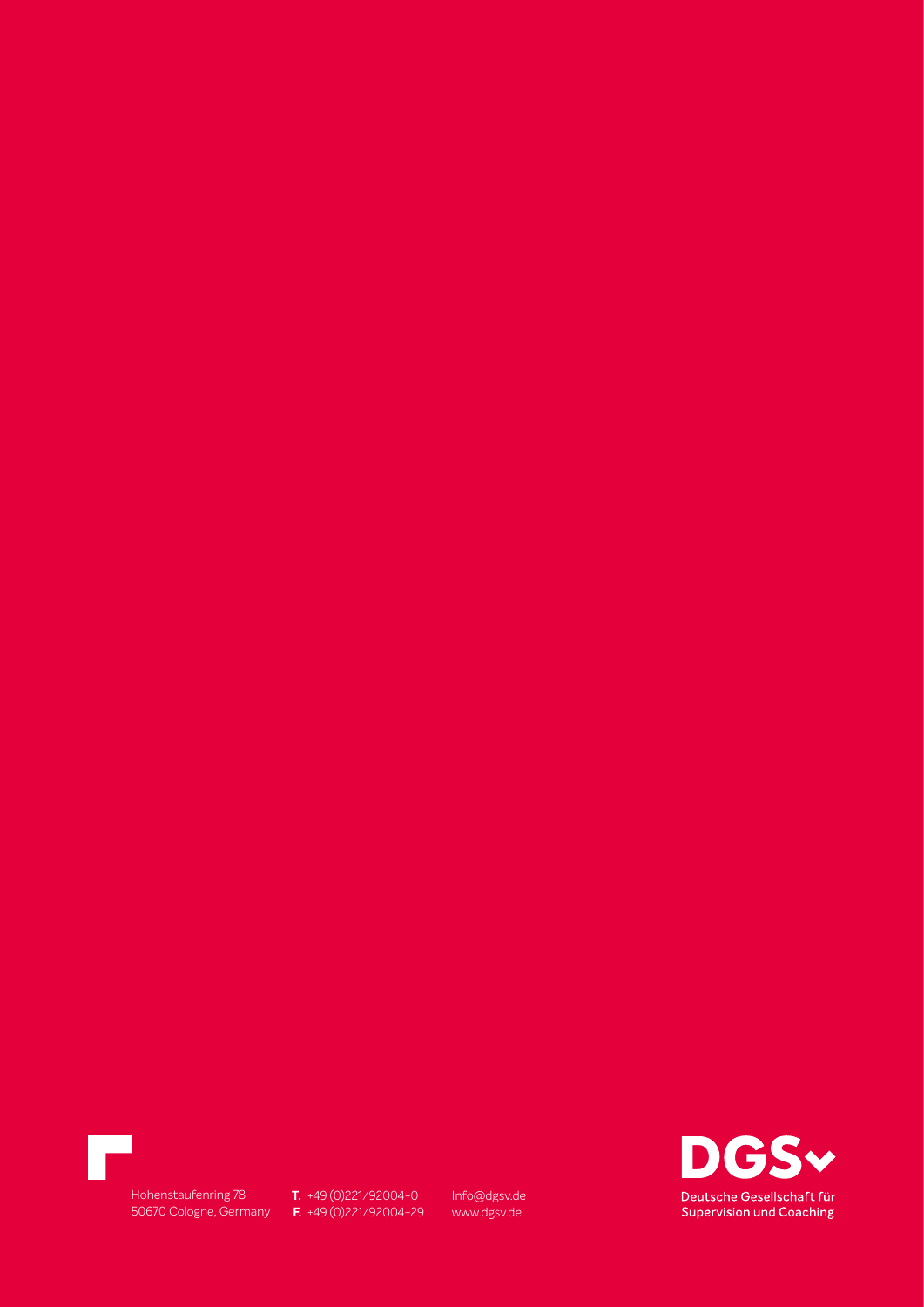Hohenstaufenring 78
50670 Cologne, Germany

**T.** +49 (0)221/92004-0
**F.** +49 (0)221/92004-29

Info@dgsv.de
www.dgsv.de

**DGSv**

Deutsche Gesellschaft für
Supervision und Coaching